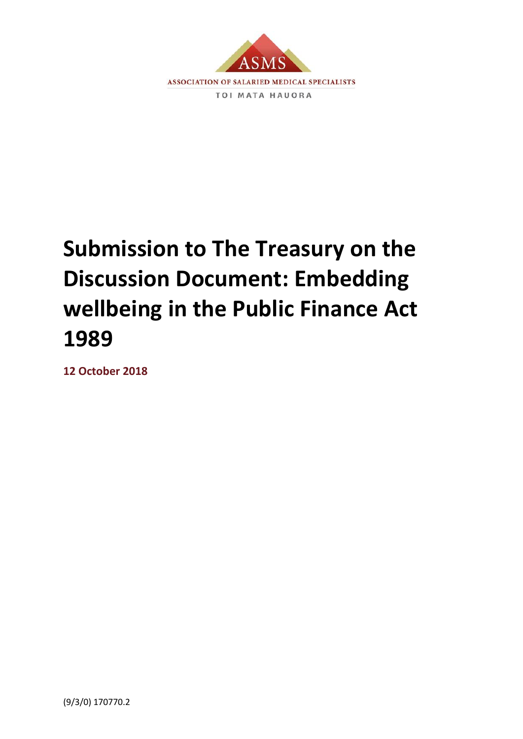ASMS

ASSOCIATION OF SALARIED MEDICAL SPECIALISTS

TOI MATA HAUORA

# Submission to The Treasury on the Discussion Document: Embedding wellbeing in the Public Finance Act 1989

**12 October 2018**

(9/3/0) 170770.2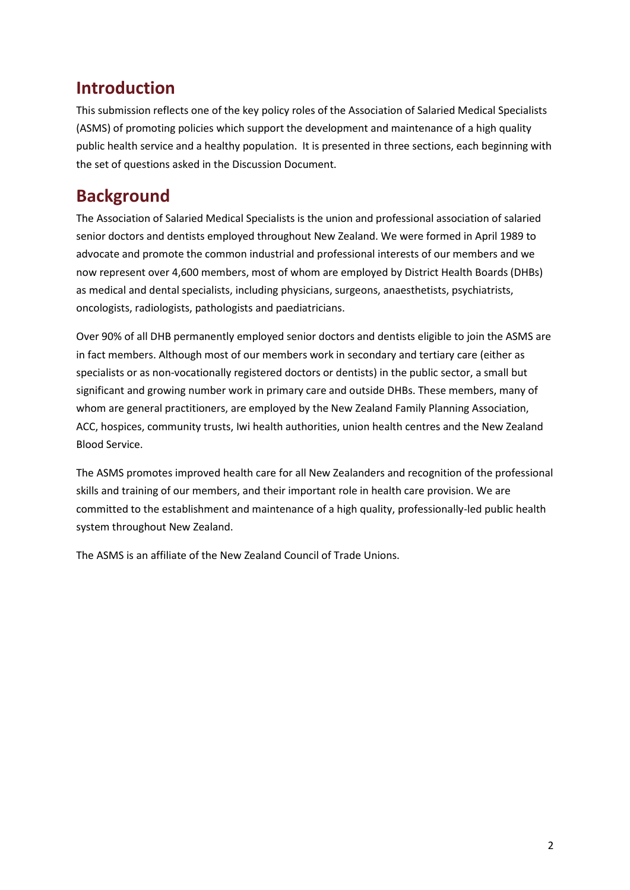## Introduction

This submission reflects one of the key policy roles of the Association of Salaried Medical Specialists (ASMS) of promoting policies which support the development and maintenance of a high quality public health service and a healthy population. It is presented in three sections, each beginning with the set of questions asked in the Discussion Document.

## Background

The Association of Salaried Medical Specialists is the union and professional association of salaried senior doctors and dentists employed throughout New Zealand. We were formed in April 1989 to advocate and promote the common industrial and professional interests of our members and we now represent over 4,600 members, most of whom are employed by District Health Boards (DHBs) as medical and dental specialists, including physicians, surgeons, anaesthetists, psychiatrists, oncologists, radiologists, pathologists and paediatricians.

Over 90% of all DHB permanently employed senior doctors and dentists eligible to join the ASMS are in fact members. Although most of our members work in secondary and tertiary care (either as specialists or as non-vocationally registered doctors or dentists) in the public sector, a small but significant and growing number work in primary care and outside DHBs. These members, many of whom are general practitioners, are employed by the New Zealand Family Planning Association, ACC, hospices, community trusts, Iwi health authorities, union health centres and the New Zealand Blood Service.

The ASMS promotes improved health care for all New Zealanders and recognition of the professional skills and training of our members, and their important role in health care provision. We are committed to the establishment and maintenance of a high quality, professionally-led public health system throughout New Zealand.

The ASMS is an affiliate of the New Zealand Council of Trade Unions.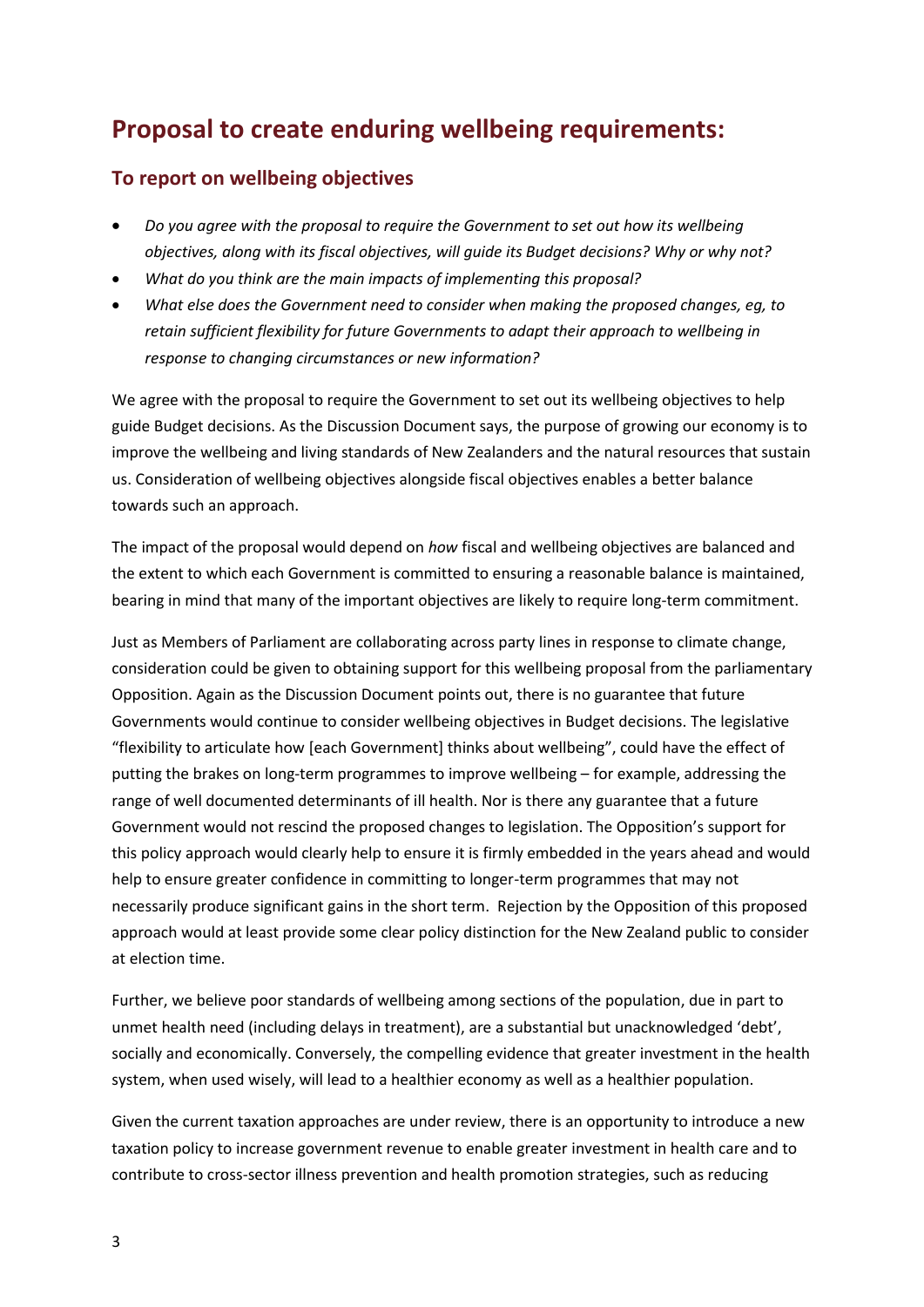# Proposal to create enduring wellbeing requirements:

## To report on wellbeing objectives

- *Do you agree with the proposal to require the Government to set out how its wellbeing objectives, along with its fiscal objectives, will guide its Budget decisions? Why or why not?*
- *What do you think are the main impacts of implementing this proposal?*
- *What else does the Government need to consider when making the proposed changes, eg, to retain sufficient flexibility for future Governments to adapt their approach to wellbeing in response to changing circumstances or new information?*

We agree with the proposal to require the Government to set out its wellbeing objectives to help guide Budget decisions. As the Discussion Document says, the purpose of growing our economy is to improve the wellbeing and living standards of New Zealanders and the natural resources that sustain us. Consideration of wellbeing objectives alongside fiscal objectives enables a better balance towards such an approach.

The impact of the proposal would depend on *how* fiscal and wellbeing objectives are balanced and the extent to which each Government is committed to ensuring a reasonable balance is maintained, bearing in mind that many of the important objectives are likely to require long-term commitment.

Just as Members of Parliament are collaborating across party lines in response to climate change, consideration could be given to obtaining support for this wellbeing proposal from the parliamentary Opposition. Again as the Discussion Document points out, there is no guarantee that future Governments would continue to consider wellbeing objectives in Budget decisions. The legislative "flexibility to articulate how [each Government] thinks about wellbeing", could have the effect of putting the brakes on long-term programmes to improve wellbeing – for example, addressing the range of well documented determinants of ill health. Nor is there any guarantee that a future Government would not rescind the proposed changes to legislation. The Opposition's support for this policy approach would clearly help to ensure it is firmly embedded in the years ahead and would help to ensure greater confidence in committing to longer-term programmes that may not necessarily produce significant gains in the short term. Rejection by the Opposition of this proposed approach would at least provide some clear policy distinction for the New Zealand public to consider at election time.

Further, we believe poor standards of wellbeing among sections of the population, due in part to unmet health need (including delays in treatment), are a substantial but unacknowledged 'debt', socially and economically. Conversely, the compelling evidence that greater investment in the health system, when used wisely, will lead to a healthier economy as well as a healthier population.

Given the current taxation approaches are under review, there is an opportunity to introduce a new taxation policy to increase government revenue to enable greater investment in health care and to contribute to cross-sector illness prevention and health promotion strategies, such as reducing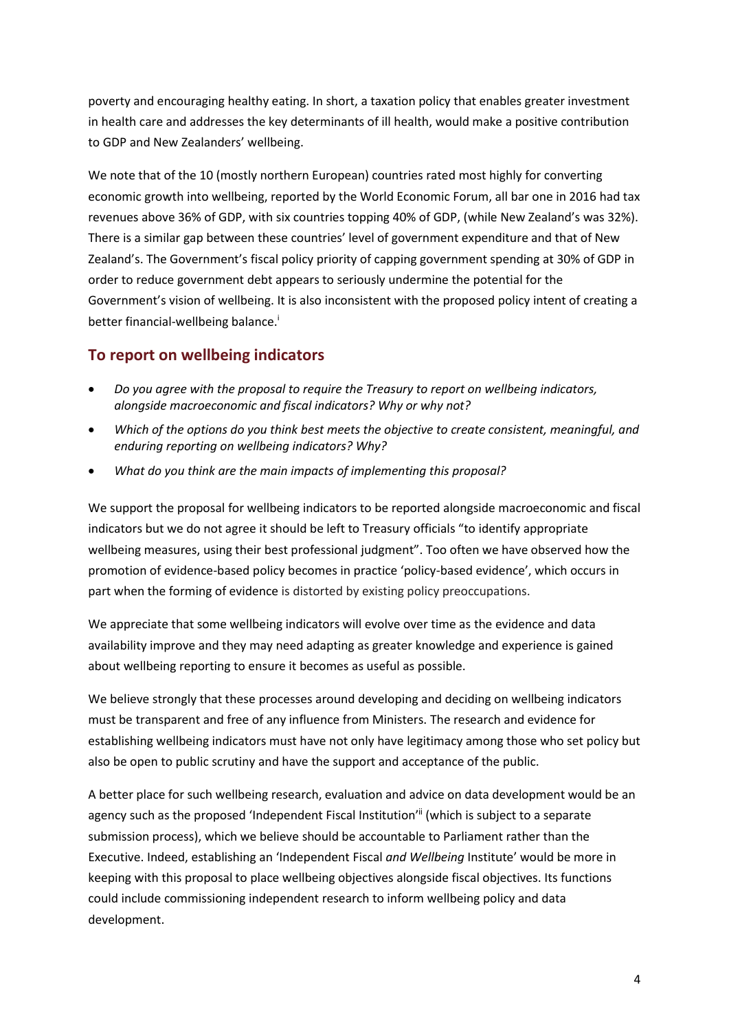poverty and encouraging healthy eating. In short, a taxation policy that enables greater investment in health care and addresses the key determinants of ill health, would make a positive contribution to GDP and New Zealanders' wellbeing.

We note that of the 10 (mostly northern European) countries rated most highly for converting economic growth into wellbeing, reported by the World Economic Forum, all bar one in 2016 had tax revenues above 36% of GDP, with six countries topping 40% of GDP, (while New Zealand's was 32%). There is a similar gap between these countries' level of government expenditure and that of New Zealand's. The Government's fiscal policy priority of capping government spending at 30% of GDP in order to reduce government debt appears to seriously undermine the potential for the Government's vision of wellbeing. It is also inconsistent with the proposed policy intent of creating a better financial-wellbeing balance.[i]

## To report on wellbeing indicators

- *Do you agree with the proposal to require the Treasury to report on wellbeing indicators, alongside macroeconomic and fiscal indicators? Why or why not?*
- *Which of the options do you think best meets the objective to create consistent, meaningful, and enduring reporting on wellbeing indicators? Why?*
- *What do you think are the main impacts of implementing this proposal?*

We support the proposal for wellbeing indicators to be reported alongside macroeconomic and fiscal indicators but we do not agree it should be left to Treasury officials "to identify appropriate wellbeing measures, using their best professional judgment". Too often we have observed how the promotion of evidence-based policy becomes in practice 'policy-based evidence', which occurs in part when the forming of evidence is distorted by existing policy preoccupations.

We appreciate that some wellbeing indicators will evolve over time as the evidence and data availability improve and they may need adapting as greater knowledge and experience is gained about wellbeing reporting to ensure it becomes as useful as possible.

We believe strongly that these processes around developing and deciding on wellbeing indicators must be transparent and free of any influence from Ministers. The research and evidence for establishing wellbeing indicators must have not only have legitimacy among those who set policy but also be open to public scrutiny and have the support and acceptance of the public.

A better place for such wellbeing research, evaluation and advice on data development would be an agency such as the proposed 'Independent Fiscal Institution'[ii] (which is subject to a separate submission process), which we believe should be accountable to Parliament rather than the Executive. Indeed, establishing an 'Independent Fiscal *and Wellbeing* Institute' would be more in keeping with this proposal to place wellbeing objectives alongside fiscal objectives. Its functions could include commissioning independent research to inform wellbeing policy and data development.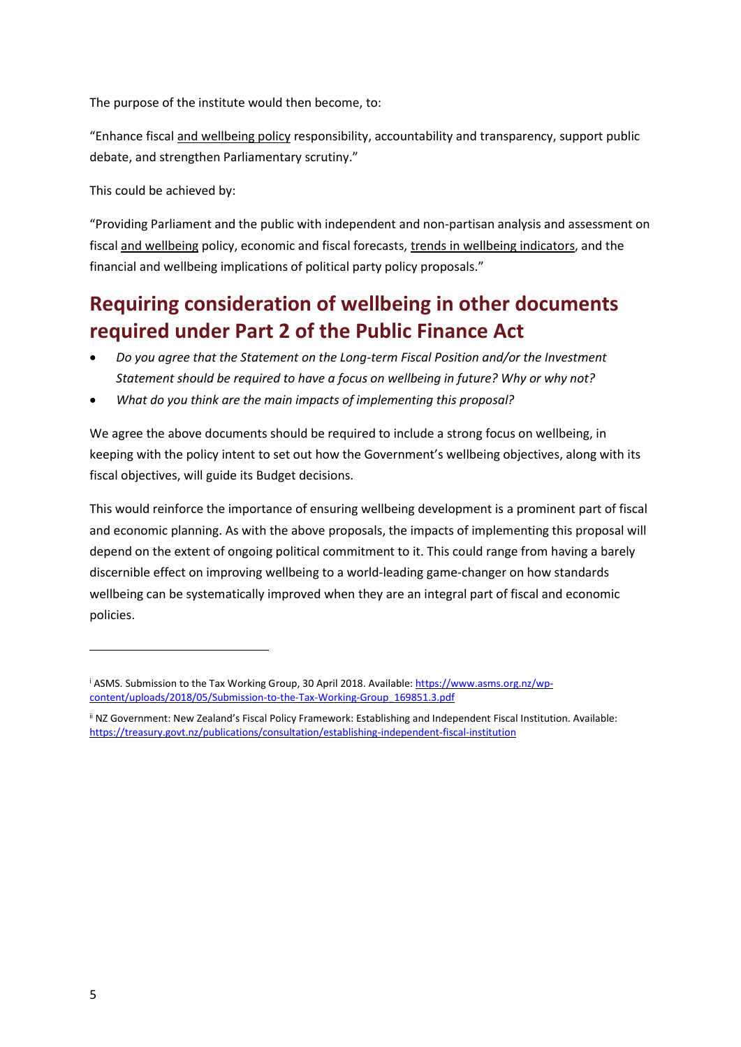The purpose of the institute would then become, to:

"Enhance fiscal <u>and wellbeing policy</u> responsibility, accountability and transparency, support public debate, and strengthen Parliamentary scrutiny."

This could be achieved by:

"Providing Parliament and the public with independent and non-partisan analysis and assessment on fiscal <u>and wellbeing</u> policy, economic and fiscal forecasts, <u>trends in wellbeing indicators</u>, and the financial and wellbeing implications of political party policy proposals."

## Requiring consideration of wellbeing in other documents required under Part 2 of the Public Finance Act

- *Do you agree that the Statement on the Long-term Fiscal Position and/or the Investment Statement should be required to have a focus on wellbeing in future? Why or why not?*
- *What do you think are the main impacts of implementing this proposal?*

We agree the above documents should be required to include a strong focus on wellbeing, in keeping with the policy intent to set out how the Government's wellbeing objectives, along with its fiscal objectives, will guide its Budget decisions.

This would reinforce the importance of ensuring wellbeing development is a prominent part of fiscal and economic planning. As with the above proposals, the impacts of implementing this proposal will depend on the extent of ongoing political commitment to it. This could range from having a barely discernible effect on improving wellbeing to a world-leading game-changer on how standards wellbeing can be systematically improved when they are an integral part of fiscal and economic policies.

---

[i] ASMS. Submission to the Tax Working Group, 30 April 2018. Available: https://www.asms.org.nz/wp-content/uploads/2018/05/Submission-to-the-Tax-Working-Group_169851.3.pdf

[ii] NZ Government: New Zealand's Fiscal Policy Framework: Establishing and Independent Fiscal Institution. Available: https://treasury.govt.nz/publications/consultation/establishing-independent-fiscal-institution